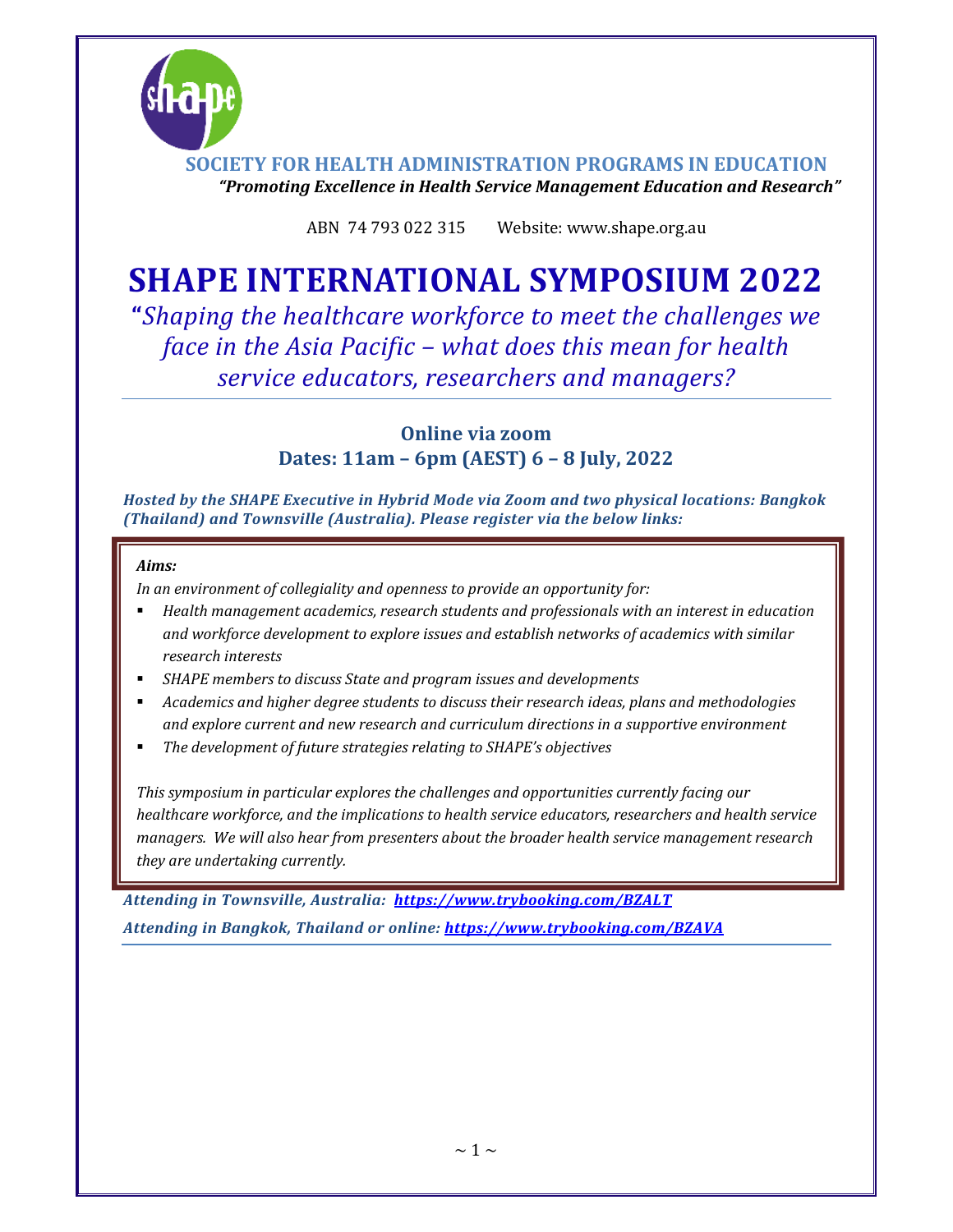**SOCIETY FOR HEALTH ADMINISTRATION PROGRAMS IN EDUCATION**

***"Promoting Excellence in Health Service Management Education and Research"***

ABN 74 793 022 315 Website: www.shape.org.au

# SHAPE INTERNATIONAL SYMPOSIUM 2022

## "*Shaping the healthcare workforce to meet the challenges we face in the Asia Pacific – what does this mean for health service educators, researchers and managers?*

### Online via zoom
### Dates: 11am – 6pm (AEST) 6 – 8 July, 2022

***Hosted by the SHAPE Executive in Hybrid Mode via Zoom and two physical locations: Bangkok (Thailand) and Townsville (Australia). Please register via the below links:***

***Aims:***

*In an environment of collegiality and openness to provide an opportunity for:*

- *Health management academics, research students and professionals with an interest in education and workforce development to explore issues and establish networks of academics with similar research interests*
- *SHAPE members to discuss State and program issues and developments*
- *Academics and higher degree students to discuss their research ideas, plans and methodologies and explore current and new research and curriculum directions in a supportive environment*
- *The development of future strategies relating to SHAPE's objectives*

*This symposium in particular explores the challenges and opportunities currently facing our healthcare workforce, and the implications to health service educators, researchers and health service managers. We will also hear from presenters about the broader health service management research they are undertaking currently.*

***Attending in Townsville, Australia: https://www.trybooking.com/BZALT***

***Attending in Bangkok, Thailand or online: https://www.trybooking.com/BZAVA***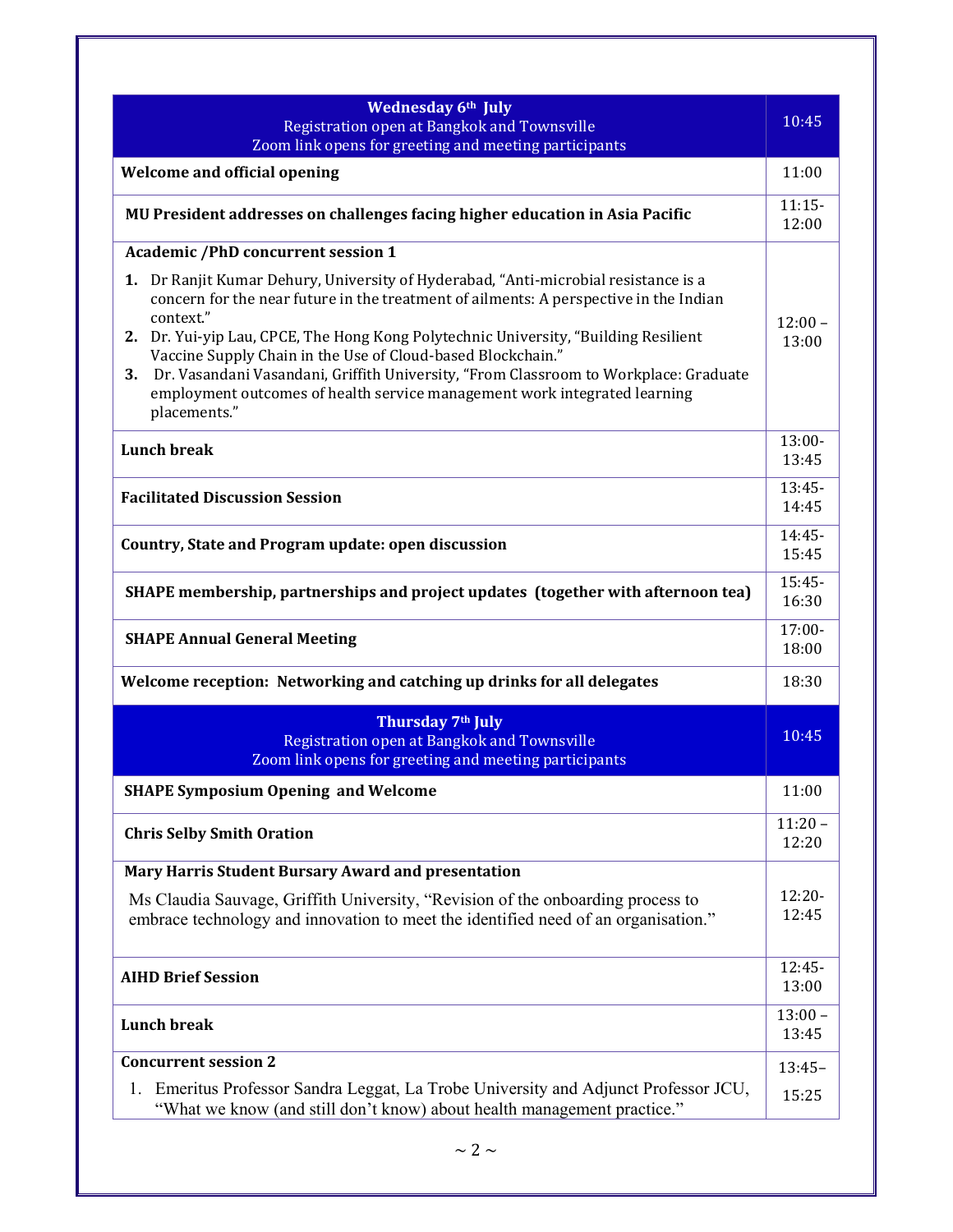| **Wednesday 6th July**<br>Registration open at Bangkok and Townsville<br>Zoom link opens for greeting and meeting participants | 10:45 |
|---|---|
| **Welcome and official opening** | 11:00 |
| **MU President addresses on challenges facing higher education in Asia Pacific** | 11:15-12:00 |
| **Academic /PhD concurrent session 1**<br>1. Dr Ranjit Kumar Dehury, University of Hyderabad, "Anti-microbial resistance is a concern for the near future in the treatment of ailments: A perspective in the Indian context."<br>2. Dr. Yui-yip Lau, CPCE, The Hong Kong Polytechnic University, "Building Resilient Vaccine Supply Chain in the Use of Cloud-based Blockchain."<br>3. Dr. Vasandani Vasandani, Griffith University, "From Classroom to Workplace: Graduate employment outcomes of health service management work integrated learning placements." | 12:00 – 13:00 |
| **Lunch break** | 13:00-13:45 |
| **Facilitated Discussion Session** | 13:45-14:45 |
| **Country, State and Program update: open discussion** | 14:45-15:45 |
| **SHAPE membership, partnerships and project updates (together with afternoon tea)** | 15:45-16:30 |
| **SHAPE Annual General Meeting** | 17:00-18:00 |
| **Welcome reception: Networking and catching up drinks for all delegates** | 18:30 |
| **Thursday 7th July**<br>Registration open at Bangkok and Townsville<br>Zoom link opens for greeting and meeting participants | 10:45 |
| **SHAPE Symposium Opening and Welcome** | 11:00 |
| **Chris Selby Smith Oration** | 11:20 – 12:20 |
| **Mary Harris Student Bursary Award and presentation**<br>Ms Claudia Sauvage, Griffith University, "Revision of the onboarding process to embrace technology and innovation to meet the identified need of an organisation." | 12:20-12:45 |
| **AIHD Brief Session** | 12:45-13:00 |
| **Lunch break** | 13:00 – 13:45 |
| **Concurrent session 2**<br>1. Emeritus Professor Sandra Leggat, La Trobe University and Adjunct Professor JCU, "What we know (and still don't know) about health management practice." | 13:45–15:25 |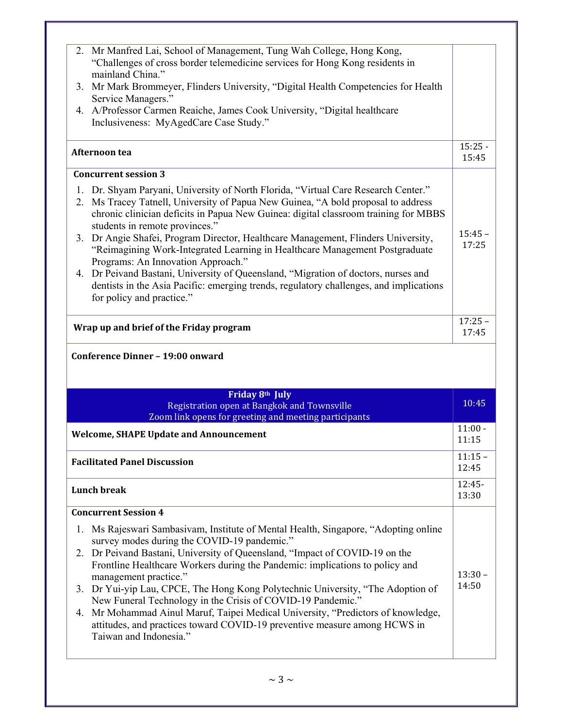| | |
|---|---|
| 2. Mr Manfred Lai, School of Management, Tung Wah College, Hong Kong, "Challenges of cross border telemedicine services for Hong Kong residents in mainland China."<br>3. Mr Mark Brommeyer, Flinders University, "Digital Health Competencies for Health Service Managers."<br>4. A/Professor Carmen Reaiche, James Cook University, "Digital healthcare Inclusiveness: MyAgedCare Case Study." | |
| **Afternoon tea** | 15:25 - 15:45 |
| **Concurrent session 3**<br>1. Dr. Shyam Paryani, University of North Florida, "Virtual Care Research Center."<br>2. Ms Tracey Tatnell, University of Papua New Guinea, "A bold proposal to address chronic clinician deficits in Papua New Guinea: digital classroom training for MBBS students in remote provinces."<br>3. Dr Angie Shafei, Program Director, Healthcare Management, Flinders University, "Reimagining Work-Integrated Learning in Healthcare Management Postgraduate Programs: An Innovation Approach."<br>4. Dr Peivand Bastani, University of Queensland, "Migration of doctors, nurses and dentists in the Asia Pacific: emerging trends, regulatory challenges, and implications for policy and practice." | 15:45 – 17:25 |
| **Wrap up and brief of the Friday program** | 17:25 – 17:45 |
| **Conference Dinner – 19:00 onward** | |
| **Friday 8th July**<br>Registration open at Bangkok and Townsville<br>Zoom link opens for greeting and meeting participants | 10:45 |
| **Welcome, SHAPE Update and Announcement** | 11:00 - 11:15 |
| **Facilitated Panel Discussion** | 11:15 – 12:45 |
| **Lunch break** | 12:45- 13:30 |
| **Concurrent Session 4**<br>1. Ms Rajeswari Sambasivam, Institute of Mental Health, Singapore, "Adopting online survey modes during the COVID-19 pandemic."<br>2. Dr Peivand Bastani, University of Queensland, "Impact of COVID-19 on the Frontline Healthcare Workers during the Pandemic: implications to policy and management practice."<br>3. Dr Yui-yip Lau, CPCE, The Hong Kong Polytechnic University, "The Adoption of New Funeral Technology in the Crisis of COVID-19 Pandemic."<br>4. Mr Mohammad Ainul Maruf, Taipei Medical University, "Predictors of knowledge, attitudes, and practices toward COVID-19 preventive measure among HCWS in Taiwan and Indonesia." | 13:30 – 14:50 |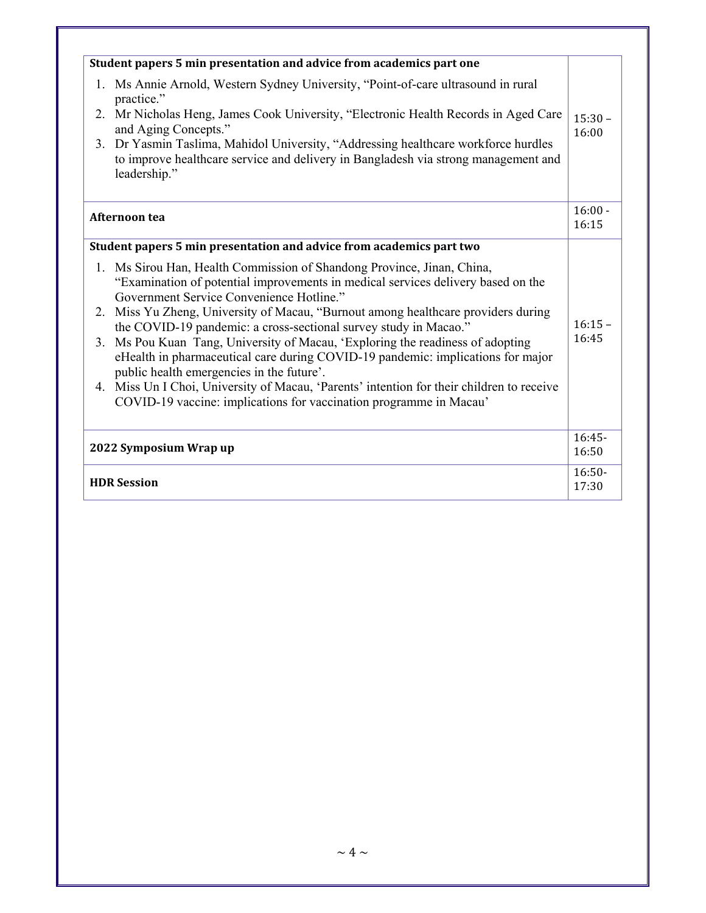| | |
|---|---|
| **Student papers 5 min presentation and advice from academics part one**<br>1. Ms Annie Arnold, Western Sydney University, "Point-of-care ultrasound in rural practice."<br>2. Mr Nicholas Heng, James Cook University, "Electronic Health Records in Aged Care and Aging Concepts."<br>3. Dr Yasmin Taslima, Mahidol University, "Addressing healthcare workforce hurdles to improve healthcare service and delivery in Bangladesh via strong management and leadership." | 15:30 – 16:00 |
| **Afternoon tea** | 16:00 - 16:15 |
| **Student papers 5 min presentation and advice from academics part two**<br>1. Ms Sirou Han, Health Commission of Shandong Province, Jinan, China, "Examination of potential improvements in medical services delivery based on the Government Service Convenience Hotline."<br>2. Miss Yu Zheng, University of Macau, "Burnout among healthcare providers during the COVID-19 pandemic: a cross-sectional survey study in Macao."<br>3. Ms Pou Kuan Tang, University of Macau, 'Exploring the readiness of adopting eHealth in pharmaceutical care during COVID-19 pandemic: implications for major public health emergencies in the future'.<br>4. Miss Un I Choi, University of Macau, 'Parents' intention for their children to receive COVID-19 vaccine: implications for vaccination programme in Macau' | 16:15 – 16:45 |
| **2022 Symposium Wrap up** | 16:45- 16:50 |
| **HDR Session** | 16:50- 17:30 |